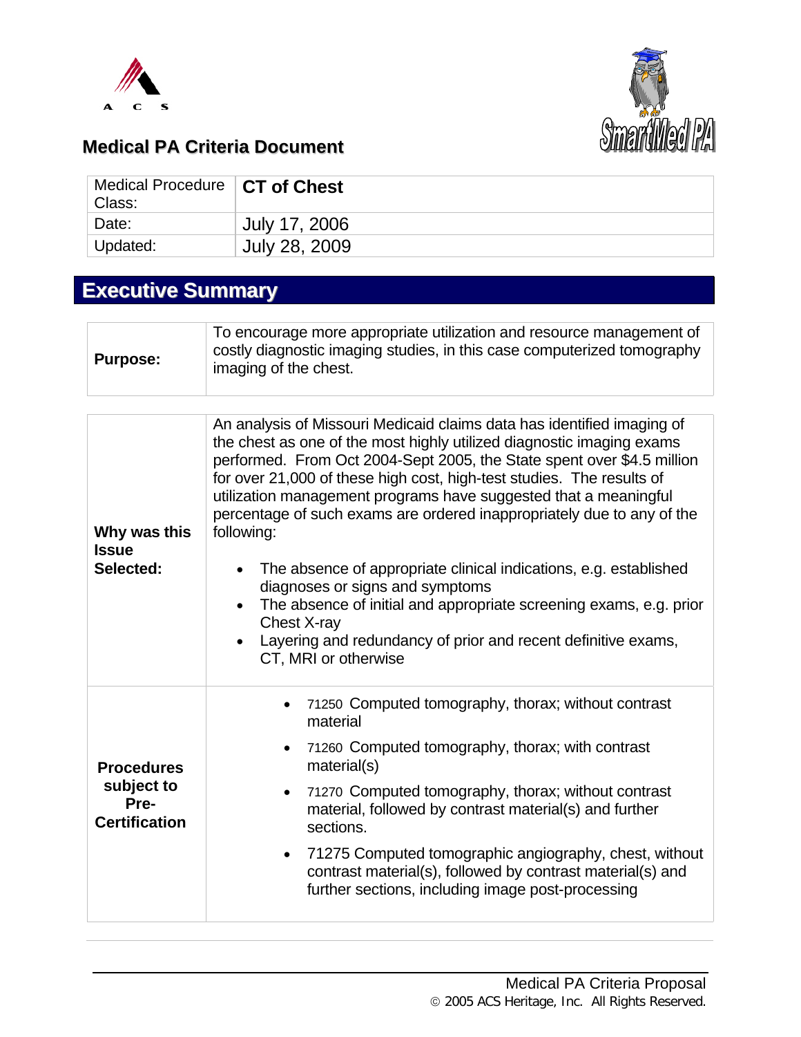# Medical PA Criteria Document

| | |
|---|---|
| Medical Procedure Class: | **CT of Chest** |
| Date: | July 17, 2006 |
| Updated: | July 28, 2009 |

## Executive Summary

| | |
|---|---|
| **Purpose:** | To encourage more appropriate utilization and resource management of costly diagnostic imaging studies, in this case computerized tomography imaging of the chest. |
| **Why was this Issue Selected:** | An analysis of Missouri Medicaid claims data has identified imaging of the chest as one of the most highly utilized diagnostic imaging exams performed. From Oct 2004-Sept 2005, the State spent over $4.5 million for over 21,000 of these high cost, high-test studies. The results of utilization management programs have suggested that a meaningful percentage of such exams are ordered inappropriately due to any of the following: <br>• The absence of appropriate clinical indications, e.g. established diagnoses or signs and symptoms <br>• The absence of initial and appropriate screening exams, e.g. prior Chest X-ray <br>• Layering and redundancy of prior and recent definitive exams, CT, MRI or otherwise |
| **Procedures subject to Pre-Certification** | • 71250 Computed tomography, thorax; without contrast material <br>• 71260 Computed tomography, thorax; with contrast material(s) <br>• 71270 Computed tomography, thorax; without contrast material, followed by contrast material(s) and further sections. <br>• 71275 Computed tomographic angiography, chest, without contrast material(s), followed by contrast material(s) and further sections, including image post-processing |

Medical PA Criteria Proposal
© 2005 ACS Heritage, Inc. All Rights Reserved.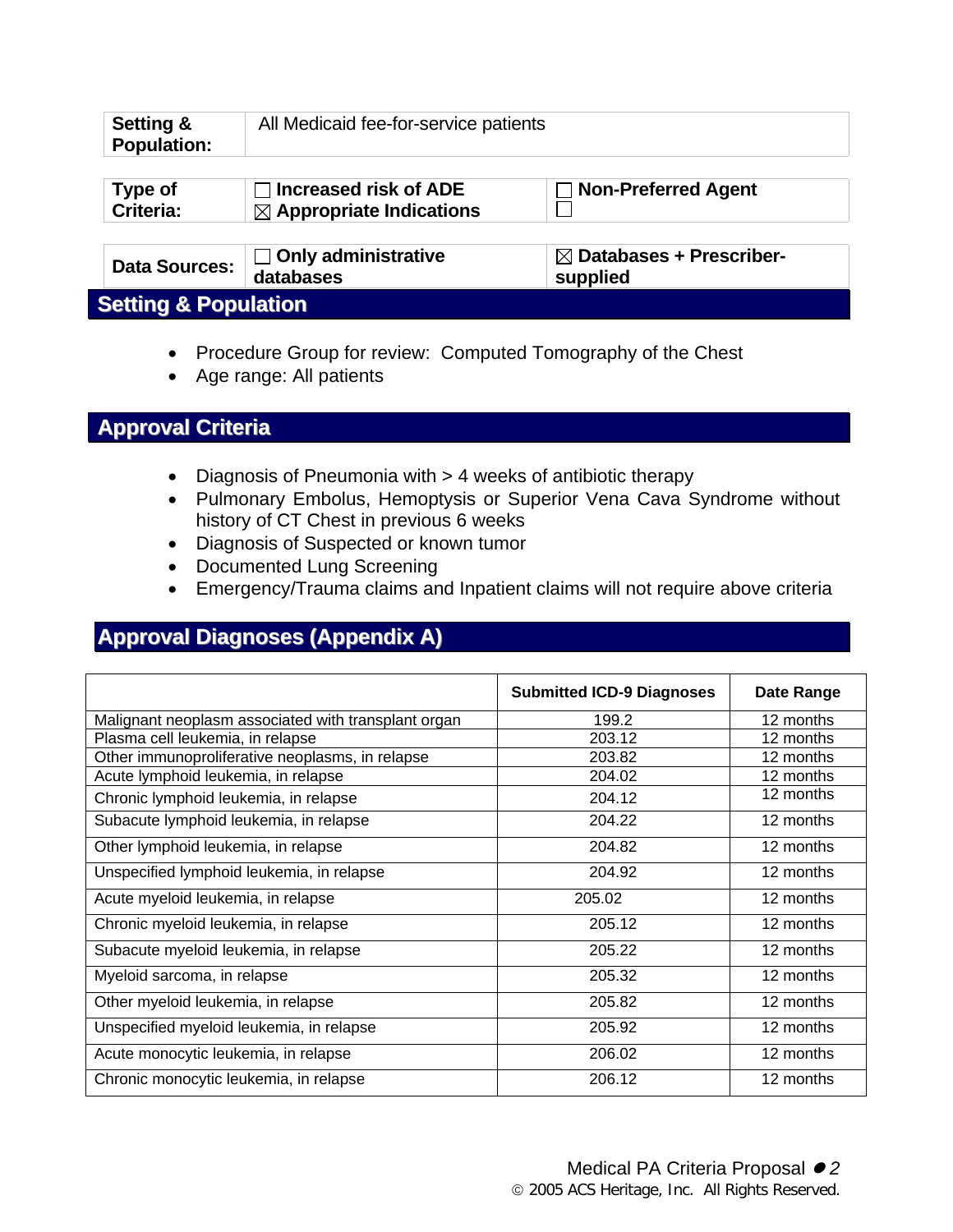| Setting & Population: | All Medicaid fee-for-service patients | |
| --- | --- | --- |
| **Type of Criteria:** | ☐ **Increased risk of ADE** ☒ **Appropriate Indications** | ☐ **Non-Preferred Agent** ☐ |
| **Data Sources:** | ☐ **Only administrative databases** | ☒ **Databases + Prescriber-supplied** |

## Setting & Population

- Procedure Group for review: Computed Tomography of the Chest
- Age range: All patients

## Approval Criteria

- Diagnosis of Pneumonia with > 4 weeks of antibiotic therapy
- Pulmonary Embolus, Hemoptysis or Superior Vena Cava Syndrome without history of CT Chest in previous 6 weeks
- Diagnosis of Suspected or known tumor
- Documented Lung Screening
- Emergency/Trauma claims and Inpatient claims will not require above criteria

## Approval Diagnoses (Appendix A)

| | Submitted ICD-9 Diagnoses | Date Range |
| --- | --- | --- |
| Malignant neoplasm associated with transplant organ | 199.2 | 12 months |
| Plasma cell leukemia, in relapse | 203.12 | 12 months |
| Other immunoproliferative neoplasms, in relapse | 203.82 | 12 months |
| Acute lymphoid leukemia, in relapse | 204.02 | 12 months |
| Chronic lymphoid leukemia, in relapse | 204.12 | 12 months |
| Subacute lymphoid leukemia, in relapse | 204.22 | 12 months |
| Other lymphoid leukemia, in relapse | 204.82 | 12 months |
| Unspecified lymphoid leukemia, in relapse | 204.92 | 12 months |
| Acute myeloid leukemia, in relapse | 205.02 | 12 months |
| Chronic myeloid leukemia, in relapse | 205.12 | 12 months |
| Subacute myeloid leukemia, in relapse | 205.22 | 12 months |
| Myeloid sarcoma, in relapse | 205.32 | 12 months |
| Other myeloid leukemia, in relapse | 205.82 | 12 months |
| Unspecified myeloid leukemia, in relapse | 205.92 | 12 months |
| Acute monocytic leukemia, in relapse | 206.02 | 12 months |
| Chronic monocytic leukemia, in relapse | 206.12 | 12 months |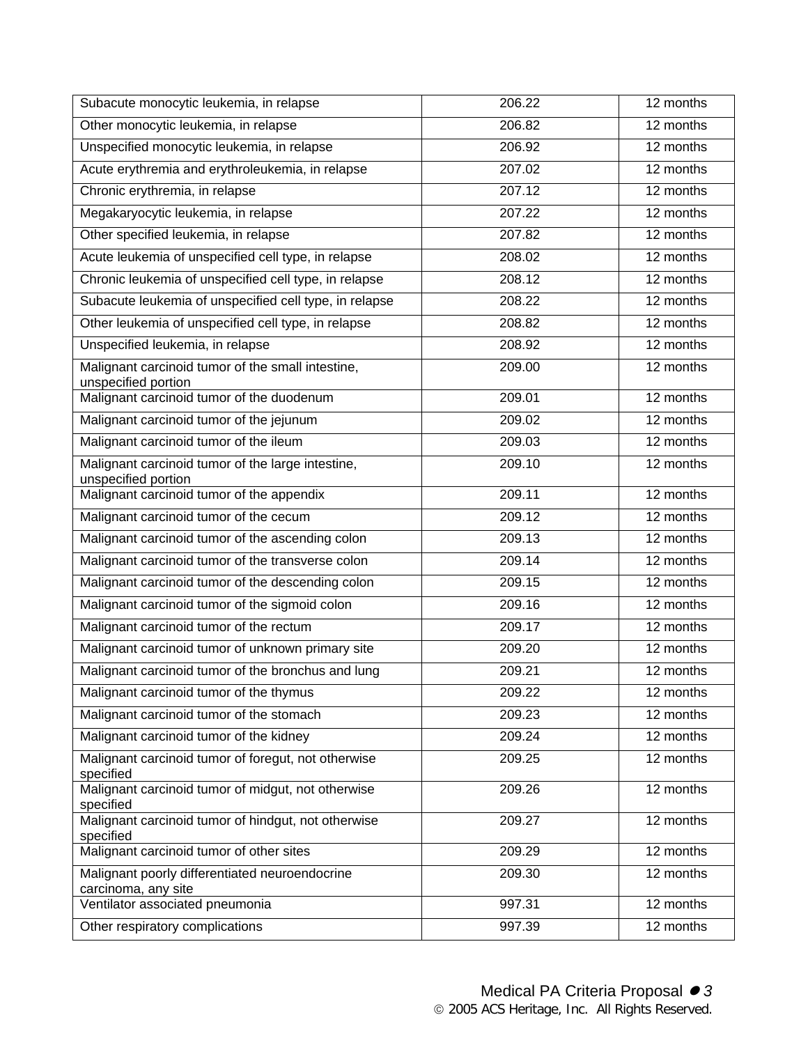| | | |
|---|---|---|
| Subacute monocytic leukemia, in relapse | 206.22 | 12 months |
| Other monocytic leukemia, in relapse | 206.82 | 12 months |
| Unspecified monocytic leukemia, in relapse | 206.92 | 12 months |
| Acute erythremia and erythroleukemia, in relapse | 207.02 | 12 months |
| Chronic erythremia, in relapse | 207.12 | 12 months |
| Megakaryocytic leukemia, in relapse | 207.22 | 12 months |
| Other specified leukemia, in relapse | 207.82 | 12 months |
| Acute leukemia of unspecified cell type, in relapse | 208.02 | 12 months |
| Chronic leukemia of unspecified cell type, in relapse | 208.12 | 12 months |
| Subacute leukemia of unspecified cell type, in relapse | 208.22 | 12 months |
| Other leukemia of unspecified cell type, in relapse | 208.82 | 12 months |
| Unspecified leukemia, in relapse | 208.92 | 12 months |
| Malignant carcinoid tumor of the small intestine, unspecified portion | 209.00 | 12 months |
| Malignant carcinoid tumor of the duodenum | 209.01 | 12 months |
| Malignant carcinoid tumor of the jejunum | 209.02 | 12 months |
| Malignant carcinoid tumor of the ileum | 209.03 | 12 months |
| Malignant carcinoid tumor of the large intestine, unspecified portion | 209.10 | 12 months |
| Malignant carcinoid tumor of the appendix | 209.11 | 12 months |
| Malignant carcinoid tumor of the cecum | 209.12 | 12 months |
| Malignant carcinoid tumor of the ascending colon | 209.13 | 12 months |
| Malignant carcinoid tumor of the transverse colon | 209.14 | 12 months |
| Malignant carcinoid tumor of the descending colon | 209.15 | 12 months |
| Malignant carcinoid tumor of the sigmoid colon | 209.16 | 12 months |
| Malignant carcinoid tumor of the rectum | 209.17 | 12 months |
| Malignant carcinoid tumor of unknown primary site | 209.20 | 12 months |
| Malignant carcinoid tumor of the bronchus and lung | 209.21 | 12 months |
| Malignant carcinoid tumor of the thymus | 209.22 | 12 months |
| Malignant carcinoid tumor of the stomach | 209.23 | 12 months |
| Malignant carcinoid tumor of the kidney | 209.24 | 12 months |
| Malignant carcinoid tumor of foregut, not otherwise specified | 209.25 | 12 months |
| Malignant carcinoid tumor of midgut, not otherwise specified | 209.26 | 12 months |
| Malignant carcinoid tumor of hindgut, not otherwise specified | 209.27 | 12 months |
| Malignant carcinoid tumor of other sites | 209.29 | 12 months |
| Malignant poorly differentiated neuroendocrine carcinoma, any site | 209.30 | 12 months |
| Ventilator associated pneumonia | 997.31 | 12 months |
| Other respiratory complications | 997.39 | 12 months |

© 2005 ACS Heritage, Inc. All Rights Reserved.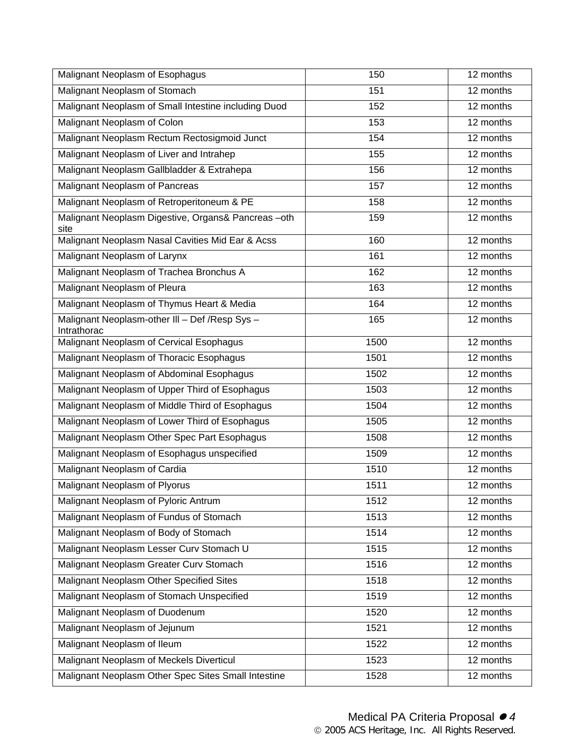| | | |
|---|---|---|
| Malignant Neoplasm of Esophagus | 150 | 12 months |
| Malignant Neoplasm of Stomach | 151 | 12 months |
| Malignant Neoplasm of Small Intestine including Duod | 152 | 12 months |
| Malignant Neoplasm of Colon | 153 | 12 months |
| Malignant Neoplasm Rectum Rectosigmoid Junct | 154 | 12 months |
| Malignant Neoplasm of Liver and Intrahep | 155 | 12 months |
| Malignant Neoplasm Gallbladder & Extrahepa | 156 | 12 months |
| Malignant Neoplasm of Pancreas | 157 | 12 months |
| Malignant Neoplasm of Retroperitoneum & PE | 158 | 12 months |
| Malignant Neoplasm Digestive, Organs& Pancreas –oth site | 159 | 12 months |
| Malignant Neoplasm Nasal Cavities Mid Ear & Acss | 160 | 12 months |
| Malignant Neoplasm of Larynx | 161 | 12 months |
| Malignant Neoplasm of Trachea Bronchus A | 162 | 12 months |
| Malignant Neoplasm of Pleura | 163 | 12 months |
| Malignant Neoplasm of Thymus Heart & Media | 164 | 12 months |
| Malignant Neoplasm-other Ill – Def /Resp Sys – Intrathorac | 165 | 12 months |
| Malignant Neoplasm of Cervical Esophagus | 1500 | 12 months |
| Malignant Neoplasm of Thoracic Esophagus | 1501 | 12 months |
| Malignant Neoplasm of Abdominal Esophagus | 1502 | 12 months |
| Malignant Neoplasm of Upper Third of Esophagus | 1503 | 12 months |
| Malignant Neoplasm of Middle Third of Esophagus | 1504 | 12 months |
| Malignant Neoplasm of Lower Third of Esophagus | 1505 | 12 months |
| Malignant Neoplasm Other Spec Part Esophagus | 1508 | 12 months |
| Malignant Neoplasm of Esophagus unspecified | 1509 | 12 months |
| Malignant Neoplasm of Cardia | 1510 | 12 months |
| Malignant Neoplasm of Plyorus | 1511 | 12 months |
| Malignant Neoplasm of Pyloric Antrum | 1512 | 12 months |
| Malignant Neoplasm of Fundus of Stomach | 1513 | 12 months |
| Malignant Neoplasm of Body of Stomach | 1514 | 12 months |
| Malignant Neoplasm Lesser Curv Stomach U | 1515 | 12 months |
| Malignant Neoplasm Greater Curv Stomach | 1516 | 12 months |
| Malignant Neoplasm Other Specified Sites | 1518 | 12 months |
| Malignant Neoplasm of Stomach Unspecified | 1519 | 12 months |
| Malignant Neoplasm of Duodenum | 1520 | 12 months |
| Malignant Neoplasm of Jejunum | 1521 | 12 months |
| Malignant Neoplasm of Ileum | 1522 | 12 months |
| Malignant Neoplasm of Meckels Diverticul | 1523 | 12 months |
| Malignant Neoplasm Other Spec Sites Small Intestine | 1528 | 12 months |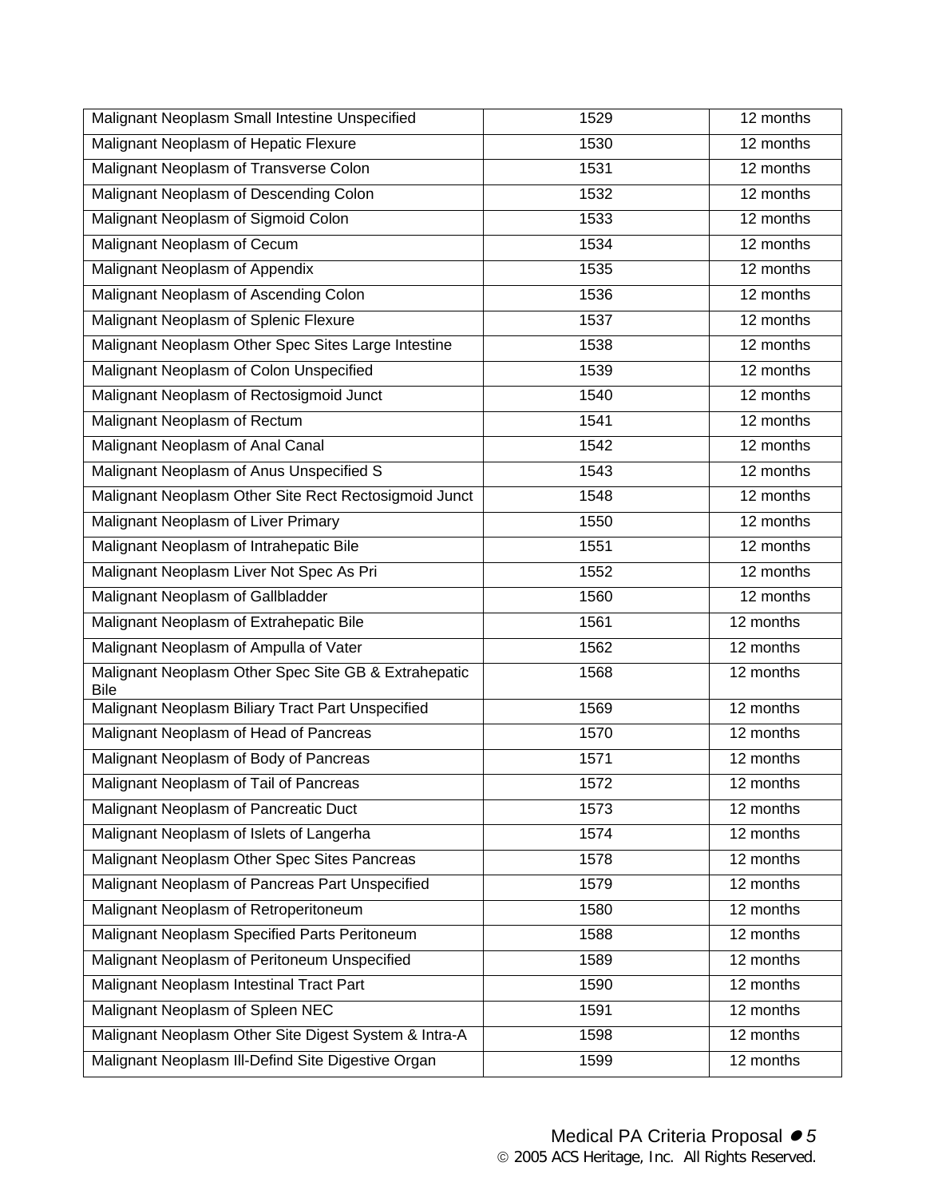| | | |
|---|---|---|
| Malignant Neoplasm Small Intestine Unspecified | 1529 | 12 months |
| Malignant Neoplasm of Hepatic Flexure | 1530 | 12 months |
| Malignant Neoplasm of Transverse Colon | 1531 | 12 months |
| Malignant Neoplasm of Descending Colon | 1532 | 12 months |
| Malignant Neoplasm of Sigmoid Colon | 1533 | 12 months |
| Malignant Neoplasm of Cecum | 1534 | 12 months |
| Malignant Neoplasm of Appendix | 1535 | 12 months |
| Malignant Neoplasm of Ascending Colon | 1536 | 12 months |
| Malignant Neoplasm of Splenic Flexure | 1537 | 12 months |
| Malignant Neoplasm Other Spec Sites Large Intestine | 1538 | 12 months |
| Malignant Neoplasm of Colon Unspecified | 1539 | 12 months |
| Malignant Neoplasm of Rectosigmoid Junct | 1540 | 12 months |
| Malignant Neoplasm of Rectum | 1541 | 12 months |
| Malignant Neoplasm of Anal Canal | 1542 | 12 months |
| Malignant Neoplasm of Anus Unspecified S | 1543 | 12 months |
| Malignant Neoplasm Other Site Rect Rectosigmoid Junct | 1548 | 12 months |
| Malignant Neoplasm of Liver Primary | 1550 | 12 months |
| Malignant Neoplasm of Intrahepatic Bile | 1551 | 12 months |
| Malignant Neoplasm Liver Not Spec As Pri | 1552 | 12 months |
| Malignant Neoplasm of Gallbladder | 1560 | 12 months |
| Malignant Neoplasm of Extrahepatic Bile | 1561 | 12 months |
| Malignant Neoplasm of Ampulla of Vater | 1562 | 12 months |
| Malignant Neoplasm Other Spec Site GB & Extrahepatic Bile | 1568 | 12 months |
| Malignant Neoplasm Biliary Tract Part Unspecified | 1569 | 12 months |
| Malignant Neoplasm of Head of Pancreas | 1570 | 12 months |
| Malignant Neoplasm of Body of Pancreas | 1571 | 12 months |
| Malignant Neoplasm of Tail of Pancreas | 1572 | 12 months |
| Malignant Neoplasm of Pancreatic Duct | 1573 | 12 months |
| Malignant Neoplasm of Islets of Langerha | 1574 | 12 months |
| Malignant Neoplasm Other Spec Sites Pancreas | 1578 | 12 months |
| Malignant Neoplasm of Pancreas Part Unspecified | 1579 | 12 months |
| Malignant Neoplasm of Retroperitoneum | 1580 | 12 months |
| Malignant Neoplasm Specified Parts Peritoneum | 1588 | 12 months |
| Malignant Neoplasm of Peritoneum Unspecified | 1589 | 12 months |
| Malignant Neoplasm Intestinal Tract Part | 1590 | 12 months |
| Malignant Neoplasm of Spleen NEC | 1591 | 12 months |
| Malignant Neoplasm Other Site Digest System & Intra-A | 1598 | 12 months |
| Malignant Neoplasm Ill-Defind Site Digestive Organ | 1599 | 12 months |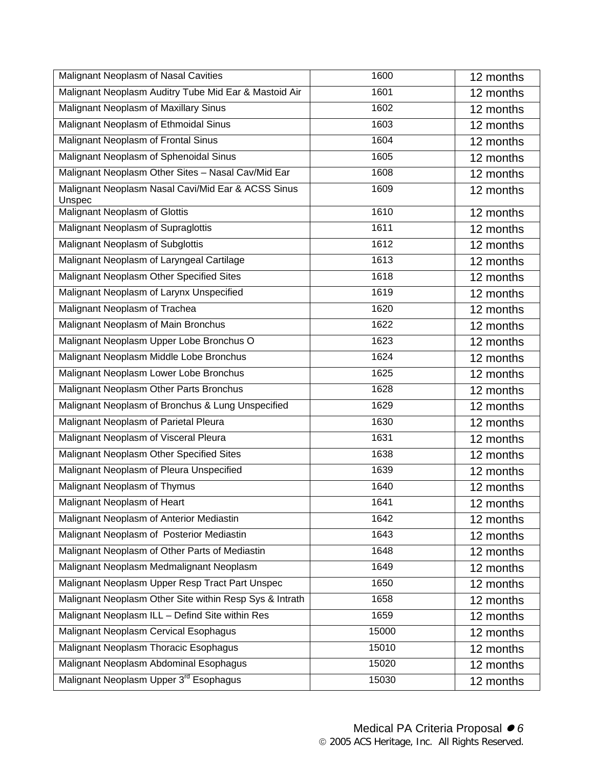| | | |
|---|---|---|
| Malignant Neoplasm of Nasal Cavities | 1600 | 12 months |
| Malignant Neoplasm Auditry Tube Mid Ear & Mastoid Air | 1601 | 12 months |
| Malignant Neoplasm of Maxillary Sinus | 1602 | 12 months |
| Malignant Neoplasm of Ethmoidal Sinus | 1603 | 12 months |
| Malignant Neoplasm of Frontal Sinus | 1604 | 12 months |
| Malignant Neoplasm of Sphenoidal Sinus | 1605 | 12 months |
| Malignant Neoplasm Other Sites – Nasal Cav/Mid Ear | 1608 | 12 months |
| Malignant Neoplasm Nasal Cavi/Mid Ear & ACSS Sinus Unspec | 1609 | 12 months |
| Malignant Neoplasm of Glottis | 1610 | 12 months |
| Malignant Neoplasm of Supraglottis | 1611 | 12 months |
| Malignant Neoplasm of Subglottis | 1612 | 12 months |
| Malignant Neoplasm of Laryngeal Cartilage | 1613 | 12 months |
| Malignant Neoplasm Other Specified Sites | 1618 | 12 months |
| Malignant Neoplasm of Larynx Unspecified | 1619 | 12 months |
| Malignant Neoplasm of Trachea | 1620 | 12 months |
| Malignant Neoplasm of Main Bronchus | 1622 | 12 months |
| Malignant Neoplasm Upper Lobe Bronchus O | 1623 | 12 months |
| Malignant Neoplasm Middle Lobe Bronchus | 1624 | 12 months |
| Malignant Neoplasm Lower Lobe Bronchus | 1625 | 12 months |
| Malignant Neoplasm Other Parts Bronchus | 1628 | 12 months |
| Malignant Neoplasm of Bronchus & Lung Unspecified | 1629 | 12 months |
| Malignant Neoplasm of Parietal Pleura | 1630 | 12 months |
| Malignant Neoplasm of Visceral Pleura | 1631 | 12 months |
| Malignant Neoplasm Other Specified Sites | 1638 | 12 months |
| Malignant Neoplasm of Pleura Unspecified | 1639 | 12 months |
| Malignant Neoplasm of Thymus | 1640 | 12 months |
| Malignant Neoplasm of Heart | 1641 | 12 months |
| Malignant Neoplasm of Anterior Mediastin | 1642 | 12 months |
| Malignant Neoplasm of Posterior Mediastin | 1643 | 12 months |
| Malignant Neoplasm of Other Parts of Mediastin | 1648 | 12 months |
| Malignant Neoplasm Medmalignant Neoplasm | 1649 | 12 months |
| Malignant Neoplasm Upper Resp Tract Part Unspec | 1650 | 12 months |
| Malignant Neoplasm Other Site within Resp Sys & Intrath | 1658 | 12 months |
| Malignant Neoplasm ILL – Defind Site within Res | 1659 | 12 months |
| Malignant Neoplasm Cervical Esophagus | 15000 | 12 months |
| Malignant Neoplasm Thoracic Esophagus | 15010 | 12 months |
| Malignant Neoplasm Abdominal Esophagus | 15020 | 12 months |
| Malignant Neoplasm Upper 3rd Esophagus | 15030 | 12 months |

Medical PA Criteria Proposal

© 2005 ACS Heritage, Inc. All Rights Reserved.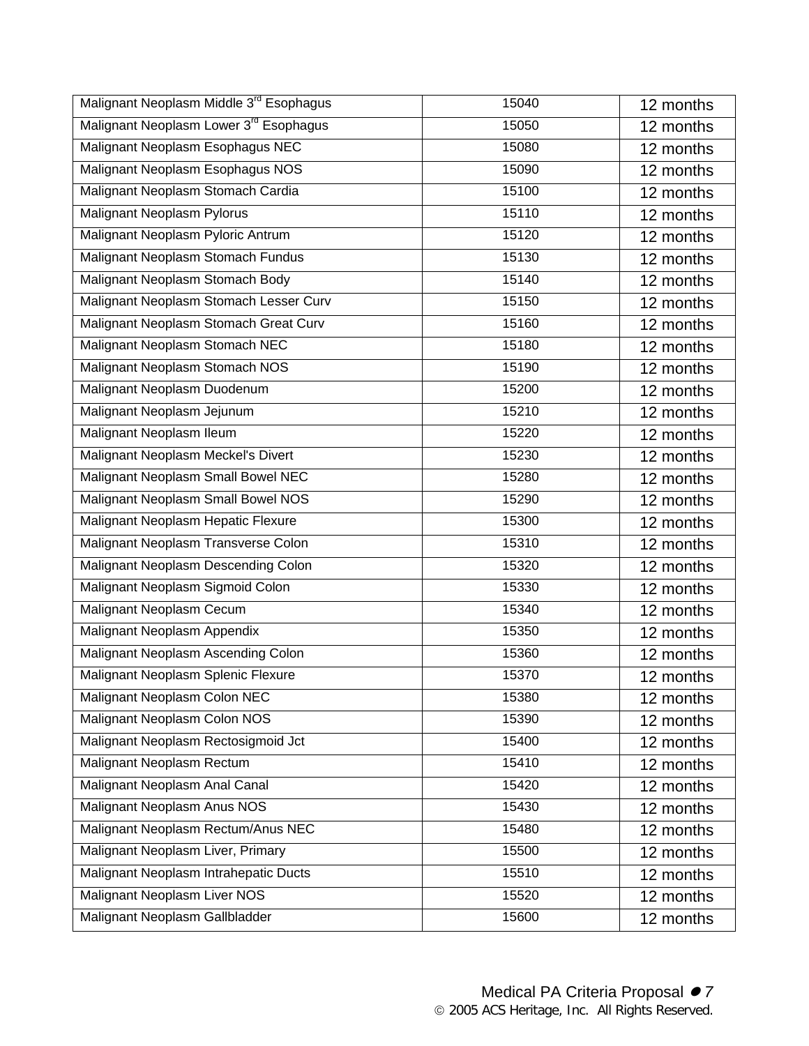| | | |
|---|---|---|
| Malignant Neoplasm Middle 3rd Esophagus | 15040 | 12 months |
| Malignant Neoplasm Lower 3rd Esophagus | 15050 | 12 months |
| Malignant Neoplasm Esophagus NEC | 15080 | 12 months |
| Malignant Neoplasm Esophagus NOS | 15090 | 12 months |
| Malignant Neoplasm Stomach Cardia | 15100 | 12 months |
| Malignant Neoplasm Pylorus | 15110 | 12 months |
| Malignant Neoplasm Pyloric Antrum | 15120 | 12 months |
| Malignant Neoplasm Stomach Fundus | 15130 | 12 months |
| Malignant Neoplasm Stomach Body | 15140 | 12 months |
| Malignant Neoplasm Stomach Lesser Curv | 15150 | 12 months |
| Malignant Neoplasm Stomach Great Curv | 15160 | 12 months |
| Malignant Neoplasm Stomach NEC | 15180 | 12 months |
| Malignant Neoplasm Stomach NOS | 15190 | 12 months |
| Malignant Neoplasm Duodenum | 15200 | 12 months |
| Malignant Neoplasm Jejunum | 15210 | 12 months |
| Malignant Neoplasm Ileum | 15220 | 12 months |
| Malignant Neoplasm Meckel's Divert | 15230 | 12 months |
| Malignant Neoplasm Small Bowel NEC | 15280 | 12 months |
| Malignant Neoplasm Small Bowel NOS | 15290 | 12 months |
| Malignant Neoplasm Hepatic Flexure | 15300 | 12 months |
| Malignant Neoplasm Transverse Colon | 15310 | 12 months |
| Malignant Neoplasm Descending Colon | 15320 | 12 months |
| Malignant Neoplasm Sigmoid Colon | 15330 | 12 months |
| Malignant Neoplasm Cecum | 15340 | 12 months |
| Malignant Neoplasm Appendix | 15350 | 12 months |
| Malignant Neoplasm Ascending Colon | 15360 | 12 months |
| Malignant Neoplasm Splenic Flexure | 15370 | 12 months |
| Malignant Neoplasm Colon NEC | 15380 | 12 months |
| Malignant Neoplasm Colon NOS | 15390 | 12 months |
| Malignant Neoplasm Rectosigmoid Jct | 15400 | 12 months |
| Malignant Neoplasm Rectum | 15410 | 12 months |
| Malignant Neoplasm Anal Canal | 15420 | 12 months |
| Malignant Neoplasm Anus NOS | 15430 | 12 months |
| Malignant Neoplasm Rectum/Anus NEC | 15480 | 12 months |
| Malignant Neoplasm Liver, Primary | 15500 | 12 months |
| Malignant Neoplasm Intrahepatic Ducts | 15510 | 12 months |
| Malignant Neoplasm Liver NOS | 15520 | 12 months |
| Malignant Neoplasm Gallbladder | 15600 | 12 months |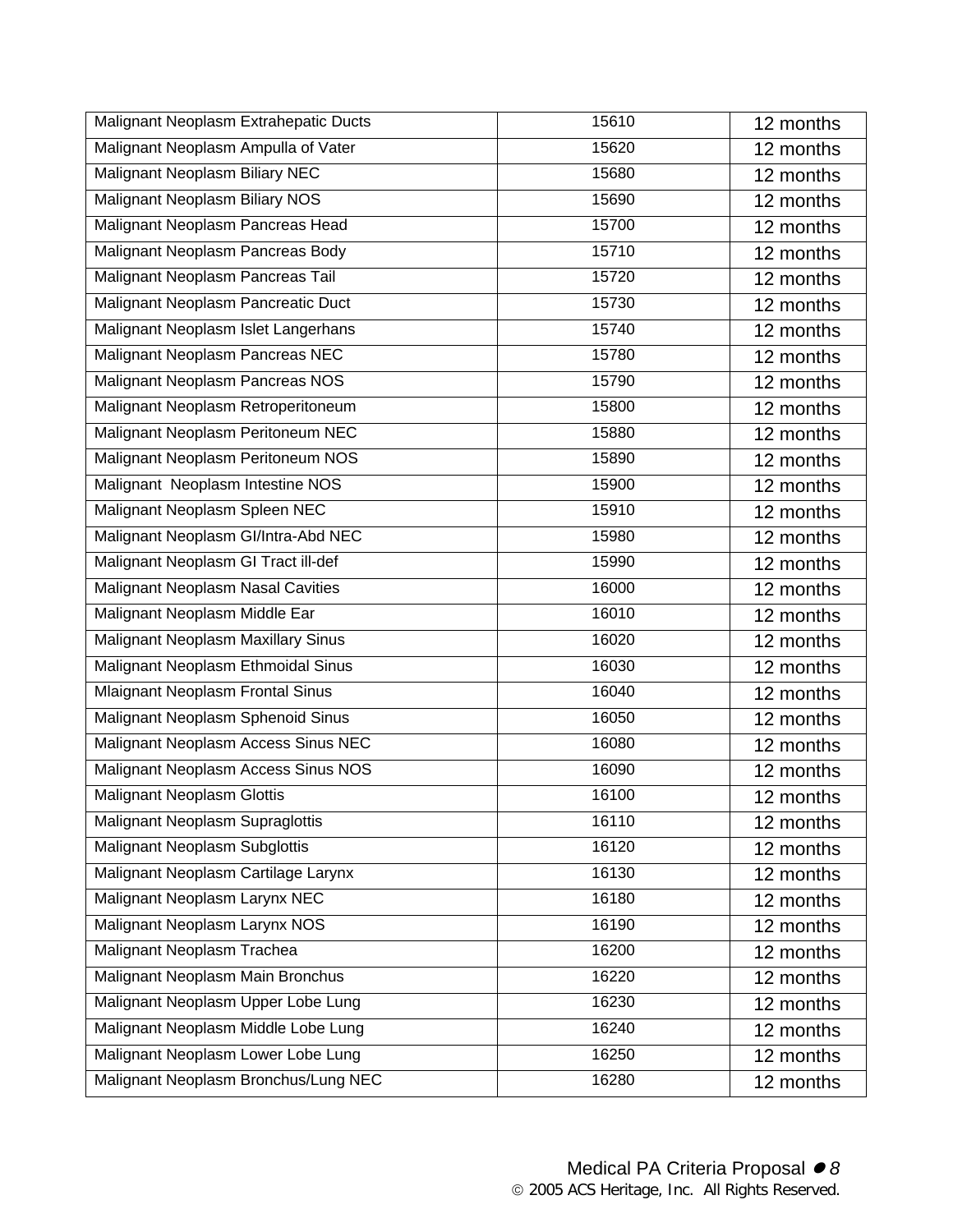| | | |
|---|---|---|
| Malignant Neoplasm Extrahepatic Ducts | 15610 | 12 months |
| Malignant Neoplasm Ampulla of Vater | 15620 | 12 months |
| Malignant Neoplasm Biliary NEC | 15680 | 12 months |
| Malignant Neoplasm Biliary NOS | 15690 | 12 months |
| Malignant Neoplasm Pancreas Head | 15700 | 12 months |
| Malignant Neoplasm Pancreas Body | 15710 | 12 months |
| Malignant Neoplasm Pancreas Tail | 15720 | 12 months |
| Malignant Neoplasm Pancreatic Duct | 15730 | 12 months |
| Malignant Neoplasm Islet Langerhans | 15740 | 12 months |
| Malignant Neoplasm Pancreas NEC | 15780 | 12 months |
| Malignant Neoplasm Pancreas NOS | 15790 | 12 months |
| Malignant Neoplasm Retroperitoneum | 15800 | 12 months |
| Malignant Neoplasm Peritoneum NEC | 15880 | 12 months |
| Malignant Neoplasm Peritoneum NOS | 15890 | 12 months |
| Malignant Neoplasm Intestine NOS | 15900 | 12 months |
| Malignant Neoplasm Spleen NEC | 15910 | 12 months |
| Malignant Neoplasm GI/Intra-Abd NEC | 15980 | 12 months |
| Malignant Neoplasm GI Tract ill-def | 15990 | 12 months |
| Malignant Neoplasm Nasal Cavities | 16000 | 12 months |
| Malignant Neoplasm Middle Ear | 16010 | 12 months |
| Malignant Neoplasm Maxillary Sinus | 16020 | 12 months |
| Malignant Neoplasm Ethmoidal Sinus | 16030 | 12 months |
| Mlaignant Neoplasm Frontal Sinus | 16040 | 12 months |
| Malignant Neoplasm Sphenoid Sinus | 16050 | 12 months |
| Malignant Neoplasm Access Sinus NEC | 16080 | 12 months |
| Malignant Neoplasm Access Sinus NOS | 16090 | 12 months |
| Malignant Neoplasm Glottis | 16100 | 12 months |
| Malignant Neoplasm Supraglottis | 16110 | 12 months |
| Malignant Neoplasm Subglottis | 16120 | 12 months |
| Malignant Neoplasm Cartilage Larynx | 16130 | 12 months |
| Malignant Neoplasm Larynx NEC | 16180 | 12 months |
| Malignant Neoplasm Larynx NOS | 16190 | 12 months |
| Malignant Neoplasm Trachea | 16200 | 12 months |
| Malignant Neoplasm Main Bronchus | 16220 | 12 months |
| Malignant Neoplasm Upper Lobe Lung | 16230 | 12 months |
| Malignant Neoplasm Middle Lobe Lung | 16240 | 12 months |
| Malignant Neoplasm Lower Lobe Lung | 16250 | 12 months |
| Malignant Neoplasm Bronchus/Lung NEC | 16280 | 12 months |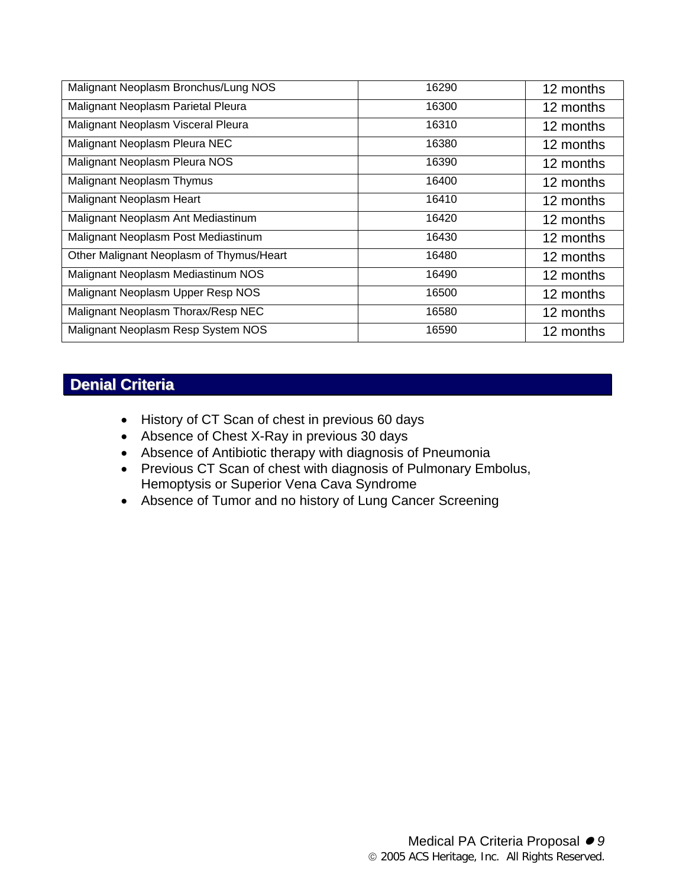| | | |
|---|---|---|
| Malignant Neoplasm Bronchus/Lung NOS | 16290 | 12 months |
| Malignant Neoplasm Parietal Pleura | 16300 | 12 months |
| Malignant Neoplasm Visceral Pleura | 16310 | 12 months |
| Malignant Neoplasm Pleura NEC | 16380 | 12 months |
| Malignant Neoplasm Pleura NOS | 16390 | 12 months |
| Malignant Neoplasm Thymus | 16400 | 12 months |
| Malignant Neoplasm Heart | 16410 | 12 months |
| Malignant Neoplasm Ant Mediastinum | 16420 | 12 months |
| Malignant Neoplasm Post Mediastinum | 16430 | 12 months |
| Other Malignant Neoplasm of Thymus/Heart | 16480 | 12 months |
| Malignant Neoplasm Mediastinum NOS | 16490 | 12 months |
| Malignant Neoplasm Upper Resp NOS | 16500 | 12 months |
| Malignant Neoplasm Thorax/Resp NEC | 16580 | 12 months |
| Malignant Neoplasm Resp System NOS | 16590 | 12 months |

## Denial Criteria

- History of CT Scan of chest in previous 60 days
- Absence of Chest X-Ray in previous 30 days
- Absence of Antibiotic therapy with diagnosis of Pneumonia
- Previous CT Scan of chest with diagnosis of Pulmonary Embolus, Hemoptysis or Superior Vena Cava Syndrome
- Absence of Tumor and no history of Lung Cancer Screening

© 2005 ACS Heritage, Inc. All Rights Reserved.